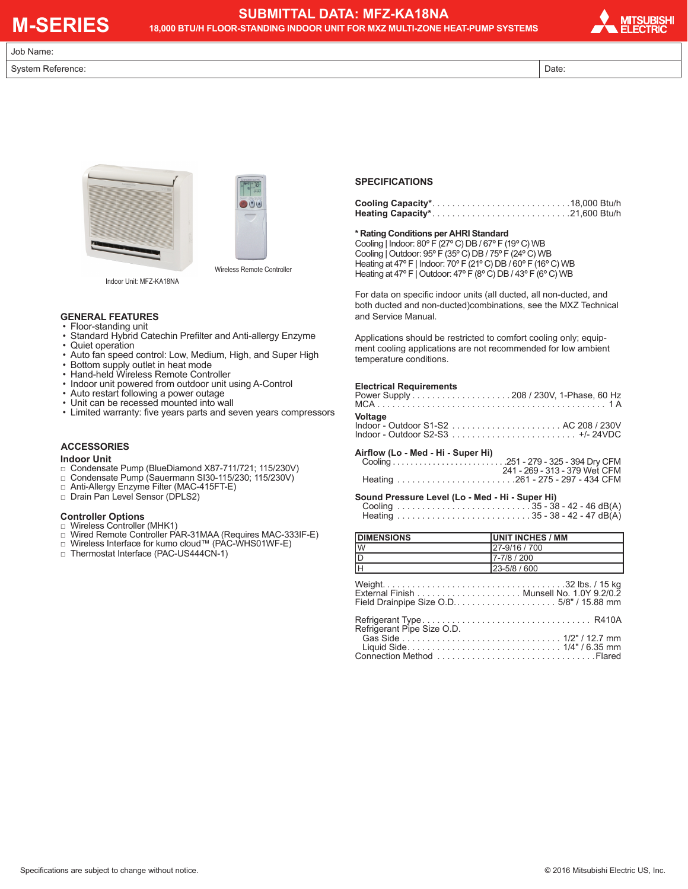# M-SERIES

## SUBMITTAL DATA: MFZ-KA18NA

**18,000 BTU/H FLOOR-STANDING INDOOR UNIT FOR MXZ MULTI-ZONE HEAT-PUMP SYSTEMS**

| Job Name: | |
|---|---|
| System Reference: | Date: |

Indoor Unit: MFZ-KA18NA

Wireless Remote Controller

## GENERAL FEATURES

- Floor-standing unit
- Standard Hybrid Catechin Prefilter and Anti-allergy Enzyme
- Quiet operation
- Auto fan speed control: Low, Medium, High, and Super High
- Bottom supply outlet in heat mode
- Hand-held Wireless Remote Controller
- Indoor unit powered from outdoor unit using A-Control
- Auto restart following a power outage
- Unit can be recessed mounted into wall
- Limited warranty: five years parts and seven years compressors

## ACCESSORIES

### Indoor Unit

- □ Condensate Pump (BlueDiamond X87-711/721; 115/230V)
- □ Condensate Pump (Sauermann SI30-115/230; 115/230V)
- □ Anti-Allergy Enzyme Filter (MAC-415FT-E)
- □ Drain Pan Level Sensor (DPLS2)

### Controller Options

- □ Wireless Controller (MHK1)
- □ Wired Remote Controller PAR-31MAA (Requires MAC-333IF-E)
- □ Wireless Interface for kumo cloud™ (PAC-WHS01WF-E)
- □ Thermostat Interface (PAC-US444CN-1)

## SPECIFICATIONS

**Cooling Capacity***. . . . . . . . . . 18,000 Btu/h
**Heating Capacity***. . . . . . . . . . 21,600 Btu/h

**\* Rating Conditions per AHRI Standard**
Cooling | Indoor: 80° F (27° C) DB / 67° F (19° C) WB
Cooling | Outdoor: 95° F (35° C) DB / 75° F (24° C) WB
Heating at 47° F | Indoor: 70° F (21° C) DB / 60° F (16° C) WB
Heating at 47° F | Outdoor: 47° F (8° C) DB / 43° F (6° C) WB

For data on specific indoor units (all ducted, all non-ducted, and both ducted and non-ducted)combinations, see the MXZ Technical and Service Manual.

Applications should be restricted to comfort cooling only; equipment cooling applications are not recommended for low ambient temperature conditions.

**Electrical Requirements**
Power Supply . . . . . . . . . . 208 / 230V, 1-Phase, 60 Hz
MCA . . . . . . . . . . 1 A

**Voltage**
Indoor - Outdoor S1-S2 . . . . . . . . . . AC 208 / 230V
Indoor - Outdoor S2-S3 . . . . . . . . . . +/- 24VDC

**Airflow (Lo - Med - Hi - Super Hi)**
Cooling . . . . . . . . . . 251 - 279 - 325 - 394 Dry CFM
241 - 269 - 313 - 379 Wet CFM
Heating . . . . . . . . . . 261 - 275 - 297 - 434 CFM

**Sound Pressure Level (Lo - Med - Hi - Super Hi)**
Cooling . . . . . . . . . . 35 - 38 - 42 - 46 dB(A)
Heating . . . . . . . . . . 35 - 38 - 42 - 47 dB(A)

| DIMENSIONS | UNIT INCHES / MM |
|---|---|
| W | 27-9/16 / 700 |
| D | 7-7/8 / 200 |
| H | 23-5/8 / 600 |

Weight. . . . . . . . . . 32 lbs. / 15 kg
External Finish . . . . . . . . . . Munsell No. 1.0Y 9.2/0.2
Field Drainpipe Size O.D. . . . . . . . . . . 5/8" / 15.88 mm

Refrigerant Type. . . . . . . . . . R410A
Refrigerant Pipe Size O.D.
Gas Side . . . . . . . . . . 1/2" / 12.7 mm
Liquid Side. . . . . . . . . . 1/4" / 6.35 mm
Connection Method . . . . . . . . . . Flared

Specifications are subject to change without notice.

© 2016 Mitsubishi Electric US, Inc.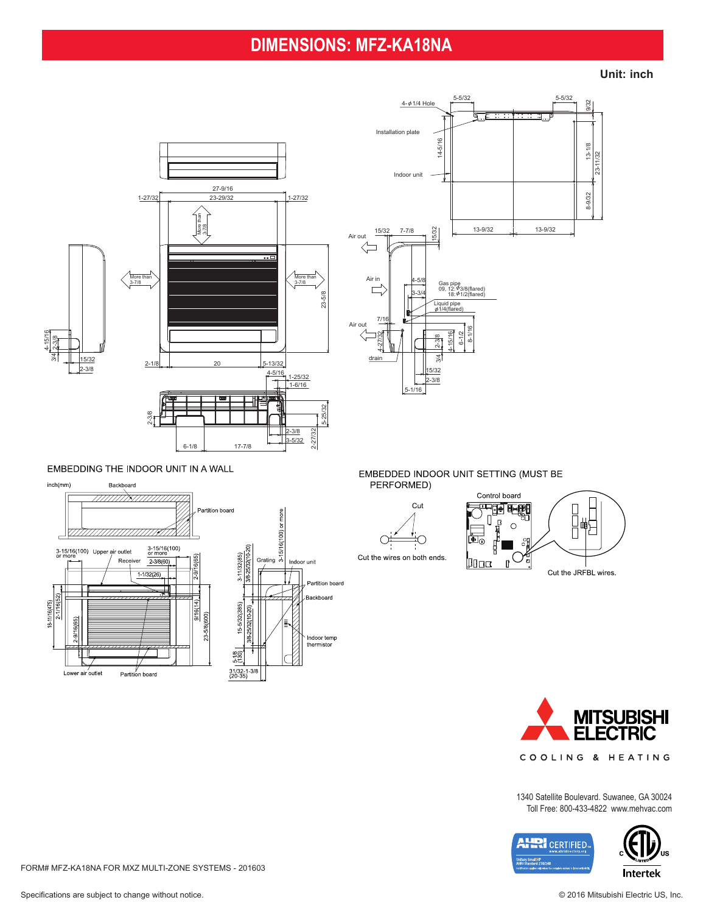# DIMENSIONS: MFZ-KA18NA

Unit: inch

27-9/16
1-27/32
23-29/32
1-27/32
More than 3-7/8
More than 3-7/8
More than 3-7/8
23-5/8
4-15/16
2-3/8
3/4
15/32
2-3/8
2-1/8
20
5-13/32
4-5/16
1-25/32
1-6/16
2-3/8
5-25/32
2-3/8
3-5/32
2-27/32
6-1/8
17-7/8

4-ϕ1/4 Hole
5-5/32
5-5/32
9/32
Installation plate
14-5/16
13-1/8
23-11/32
Indoor unit
8-9/32
13-9/32
13-9/32
Air out
15/32
7-7/8
15/32
Air in
4-5/8
3-3/4
Gas pipe
09, 12: ϕ3/8(flared)
18: ϕ1/2(flared)
Liquid pipe
ϕ1/4(flared)
7/16
Air out
4-27/32
2-3/8
4-15/16
6-1/2
8-1/16
drain
3/4
15/32
2-3/8
5-1/16

## EMBEDDING THE INDOOR UNIT IN A WALL

inch(mm)
Backboard
Partition board
3-15/16(100) or more
Upper air outlet
3-15/16(100) or more
Receiver
2-3/8(60)
1-1/32(26)
18-11/16(475)
2-1/16(52)
2-9/16(65)
2-9/16(65)
9/16(14)
23-5/8(600)
Lower air outlet
Partition board
3-11/32(85)
3/8-25/32(10-20)
Grating
3-15/16(100) or more
Indoor unit
Partition board
Backboard
15-5/32(385)
3/8-25/32(10-20)
Indoor temp thermistor
5-1/8 (130)
31/32-1-3/8 (20-35)

## EMBEDDED INDOOR UNIT SETTING (MUST BE PERFORMED)

Cut
Cut the wires on both ends.
Control board
Cut the JRFBL wires.

MITSUBISHI ELECTRIC
COOLING & HEATING

1340 Satellite Boulevard. Suwanee, GA 30024
Toll Free: 800-433-4822 www.mehvac.com

FORM# MFZ-KA18NA FOR MXZ MULTI-ZONE SYSTEMS - 201603

Specifications are subject to change without notice.

© 2016 Mitsubishi Electric US, Inc.